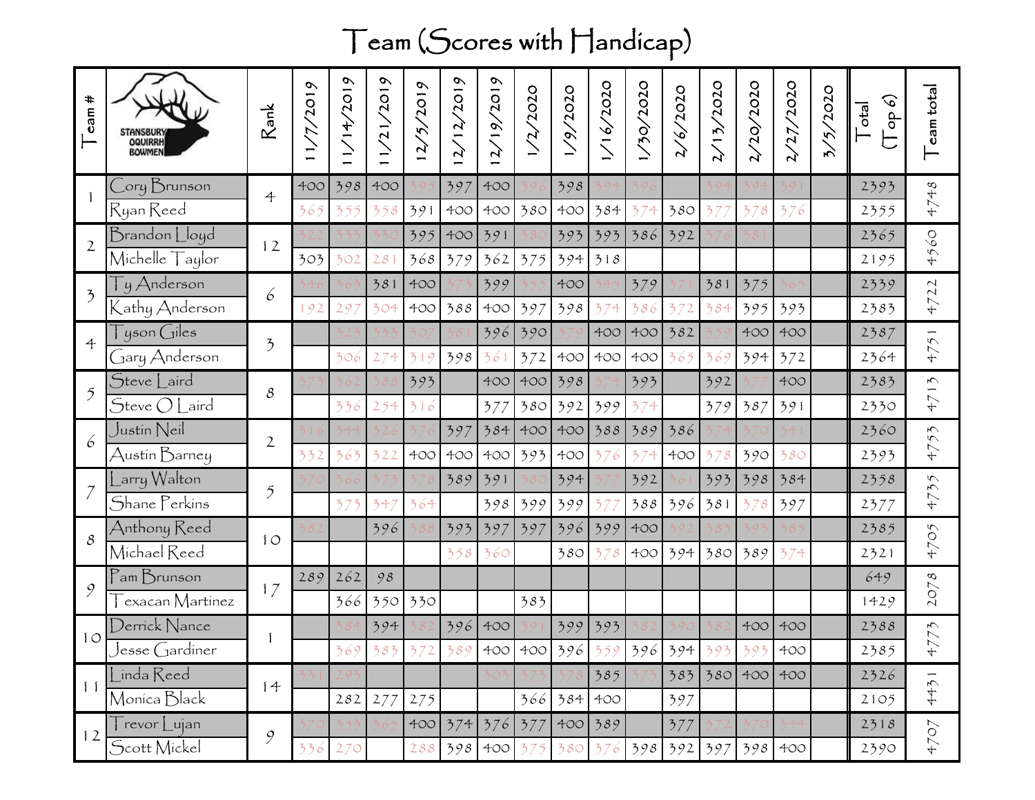# Team (Scores with Handicap)

| Team # | STANSBURY OQUIRRH BOWMEN | Rank | 11/7/2019 | 11/14/2019 | 11/21/2019 | 12/5/2019 | 12/12/2019 | 12/19/2019 | 1/2/2020 | 1/9/2020 | 1/16/2020 | 1/30/2020 | 2/6/2020 | 2/13/2020 | 2/20/2020 | 2/27/2020 | 3/5/2020 | Total (Top 6) | Team total |
|---|---|---|---|---|---|---|---|---|---|---|---|---|---|---|---|---|---|---|---|
| 1 | Cory Brunson | 4 | 400 | 398 | 400 | 395 | 397 | 400 | 396 | 398 | 394 | 396 | | 394 | 394 | 391 | | 2393 | 4748 |
| | Ryan Reed | | 365 | 355 | 358 | 391 | 400 | 400 | 380 | 400 | 384 | 374 | 380 | 377 | 378 | 376 | | 2355 | |
| 2 | Brandon Lloyd | 12 | 322 | 333 | 330 | 395 | 400 | 391 | 380 | 393 | 393 | 386 | 392 | 376 | 381 | | | 2365 | 4560 |
| | Michelle Taylor | | 303 | 302 | 281 | 368 | 379 | 362 | 375 | 394 | 318 | | | | | | | 2195 | |
| 3 | Ty Anderson | 6 | 346 | 363 | 381 | 400 | 373 | 399 | 355 | 400 | 345 | 379 | 371 | 381 | 375 | 365 | | 2339 | 4722 |
| | Kathy Anderson | | 192 | 297 | 304 | 400 | 388 | 400 | 397 | 398 | 374 | 386 | 372 | 384 | 395 | 393 | | 2383 | |
| 4 | Tyson Giles | 3 | | 323 | 333 | 307 | 381 | 396 | 390 | 379 | 400 | 400 | 382 | 359 | 400 | 400 | | 2387 | 4751 |
| | Gary Anderson | | | 306 | 274 | 319 | 398 | 361 | 372 | 400 | 400 | 400 | 365 | 369 | 394 | 372 | | 2364 | |
| 5 | Steve Laird | 8 | 373 | 362 | 388 | 393 | | 400 | 400 | 398 | 374 | 393 | | 392 | 377 | 400 | | 2383 | 4713 |
| | Steve O Laird | | | 336 | 254 | 316 | | 377 | 380 | 392 | 399 | 374 | | 379 | 387 | 391 | | 2330 | |
| 6 | Justin Neil | 2 | 316 | 344 | 326 | 376 | 397 | 384 | 400 | 400 | 388 | 389 | 386 | 374 | 370 | 341 | | 2360 | 4753 |
| | Austin Barney | | 332 | 363 | 322 | 400 | 400 | 400 | 393 | 400 | 376 | 374 | 400 | 378 | 390 | 380 | | 2393 | |
| 7 | Larry Walton | 5 | 370 | 366 | 373 | 378 | 389 | 391 | 380 | 394 | 377 | 392 | 361 | 393 | 398 | 384 | | 2358 | 4735 |
| | Shane Perkins | | | 373 | 347 | 364 | | 398 | 399 | 399 | 377 | 388 | 396 | 381 | 378 | 397 | | 2377 | |
| 8 | Anthony Reed | 10 | 382 | | 396 | 388 | 393 | 397 | 397 | 396 | 399 | 400 | 392 | 383 | 393 | 385 | | 2385 | 4705 |
| | Michael Reed | | | | | | 358 | 360 | | 380 | 378 | 400 | 394 | 380 | 389 | 374 | | 2321 | |
| 9 | Pam Brunson | 17 | 289 | 262 | 98 | | | | | | | | | | | | | 649 | 2078 |
| | Texacan Martinez | | | 366 | 350 | 330 | | | 383 | | | | | | | | | 1429 | |
| 10 | Derrick Nance | 1 | | 384 | 394 | 382 | 396 | 400 | 391 | 399 | 393 | 382 | 390 | 382 | 400 | 400 | | 2388 | 4773 |
| | Jesse Gardiner | | | 369 | 383 | 372 | 389 | 400 | 400 | 396 | 359 | 396 | 394 | 393 | 393 | 400 | | 2385 | |
| 11 | Linda Reed | 14 | 331 | 293 | | | | 303 | 373 | 378 | 385 | 373 | 383 | 380 | 400 | 400 | | 2326 | 4431 |
| | Monica Black | | | 282 | 277 | 275 | | | 366 | 384 | 400 | | 397 | | | | | 2105 | |
| 12 | Trevor Lujan | 9 | 370 | 353 | 365 | 400 | 374 | 376 | 377 | 400 | 389 | | 377 | 372 | 370 | 344 | | 2318 | 4707 |
| | Scott Mickel | | 336 | 270 | | 288 | 398 | 400 | 375 | 380 | 376 | 398 | 392 | 397 | 398 | 400 | | 2390 | |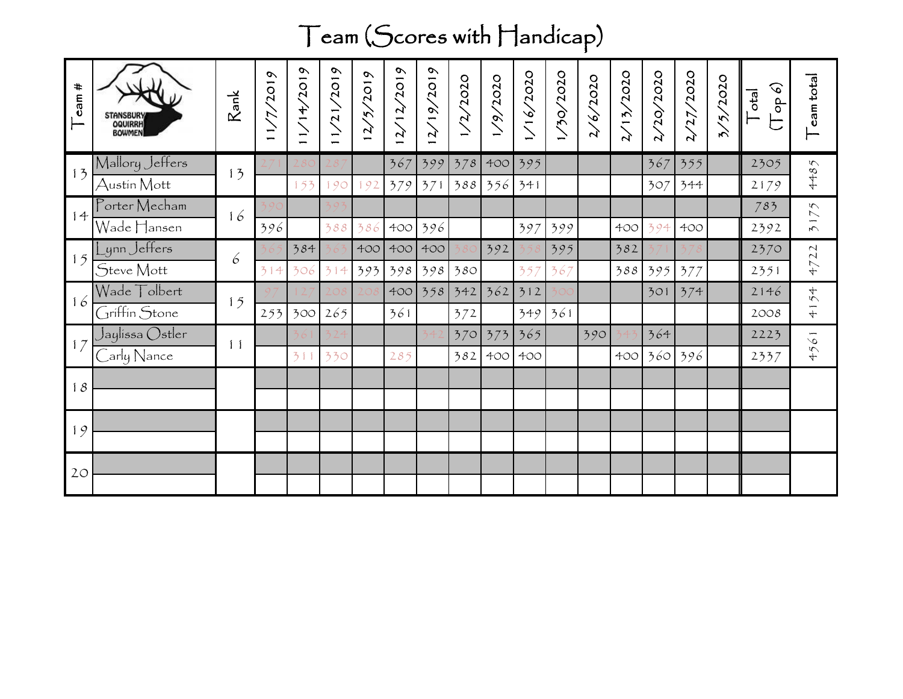# Team (Scores with Handicap)

| Team # | STANSBURY OQUIRRH BOWMEN | Rank | 11/7/2019 | 11/14/2019 | 11/21/2019 | 12/5/2019 | 12/12/2019 | 12/19/2019 | 1/2/2020 | 1/9/2020 | 1/16/2020 | 1/30/2020 | 2/6/2020 | 2/13/2020 | 2/20/2020 | 2/27/2020 | 3/5/2020 | Total (Top 6) | Team total |
|---|---|---|---|---|---|---|---|---|---|---|---|---|---|---|---|---|---|---|---|
| 13 | Mallory Jeffers | 13 | 271 | 280 | 287 | | 367 | 399 | 378 | 400 | 395 | | | | 367 | 355 | | 2305 | 4485 |
| | Austin Mott | | | 153 | 190 | 192 | 379 | 371 | 388 | 356 | 341 | | | | 307 | 344 | | 2179 | |
| 14 | Porter Mecham | 16 | 390 | | 393 | | | | | | | | | | | | | 783 | 3175 |
| | Wade Hansen | | 396 | | 388 | 386 | 400 | 396 | | | 397 | 399 | | 400 | 394 | 400 | | 2392 | |
| 15 | Lynn Jeffers | 6 | 365 | 384 | 363 | 400 | 400 | 400 | 380 | 392 | 358 | 395 | | 382 | 371 | 378 | | 2370 | 4722 |
| | Steve Mott | | 314 | 306 | 314 | 393 | 398 | 398 | 380 | | 357 | 367 | | 388 | 395 | 377 | | 2351 | |
| 16 | Wade Tolbert | 15 | 97 | 127 | 208 | 208 | 400 | 358 | 342 | 362 | 312 | 300 | | | 301 | 374 | | 2146 | 4154 |
| | Griffin Stone | | 253 | 300 | 265 | | 361 | | 372 | | 349 | 361 | | | | | | 2008 | |
| 17 | Jaylissa Ostler | 11 | | 361 | 324 | | | 342 | 370 | 373 | 365 | | 390 | 343 | 364 | | | 2223 | 4561 |
| | Carly Nance | | | 311 | 330 | | 285 | | 382 | 400 | 400 | | | 400 | 360 | 396 | | 2337 | |
| 18 | | | | | | | | | | | | | | | | | | | |
| | | | | | | | | | | | | | | | | | | | |
| 19 | | | | | | | | | | | | | | | | | | | |
| | | | | | | | | | | | | | | | | | | | |
| 20 | | | | | | | | | | | | | | | | | | | |
| | | | | | | | | | | | | | | | | | | | |